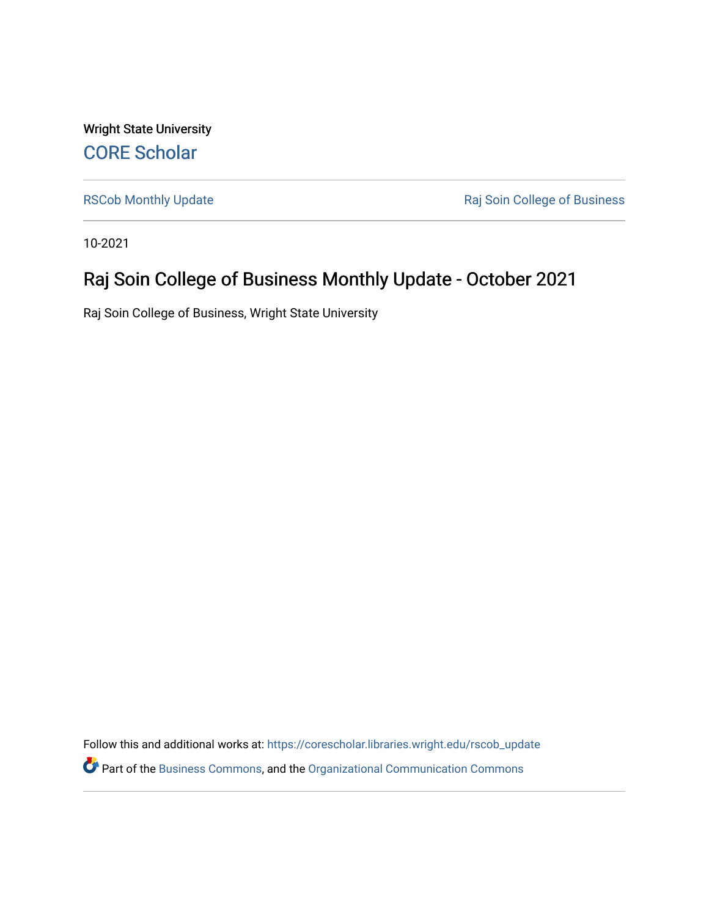Wright State University

CORE Scholar

RSCob Monthly Update

Raj Soin College of Business

10-2021

# Raj Soin College of Business Monthly Update - October 2021

Raj Soin College of Business, Wright State University

Follow this and additional works at: https://corescholar.libraries.wright.edu/rscob_update

Part of the Business Commons, and the Organizational Communication Commons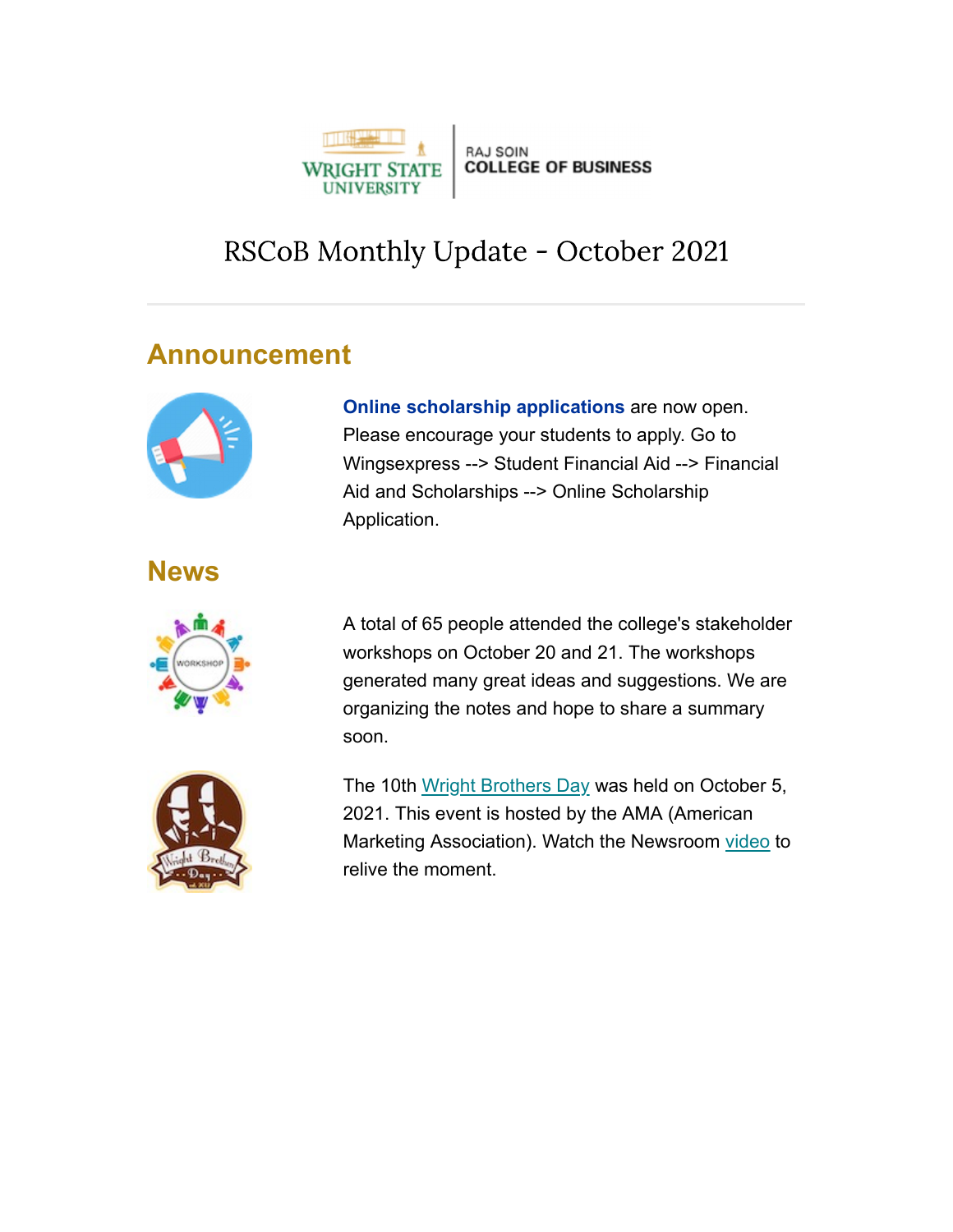WRIGHT STATE UNIVERSITY | RAJ SOIN COLLEGE OF BUSINESS

# RSCoB Monthly Update - October 2021

## Announcement

**Online scholarship applications** are now open. Please encourage your students to apply. Go to Wingsexpress --> Student Financial Aid --> Financial Aid and Scholarships --> Online Scholarship Application.

## News

A total of 65 people attended the college's stakeholder workshops on October 20 and 21. The workshops generated many great ideas and suggestions. We are organizing the notes and hope to share a summary soon.

The 10th Wright Brothers Day was held on October 5, 2021. This event is hosted by the AMA (American Marketing Association). Watch the Newsroom video to relive the moment.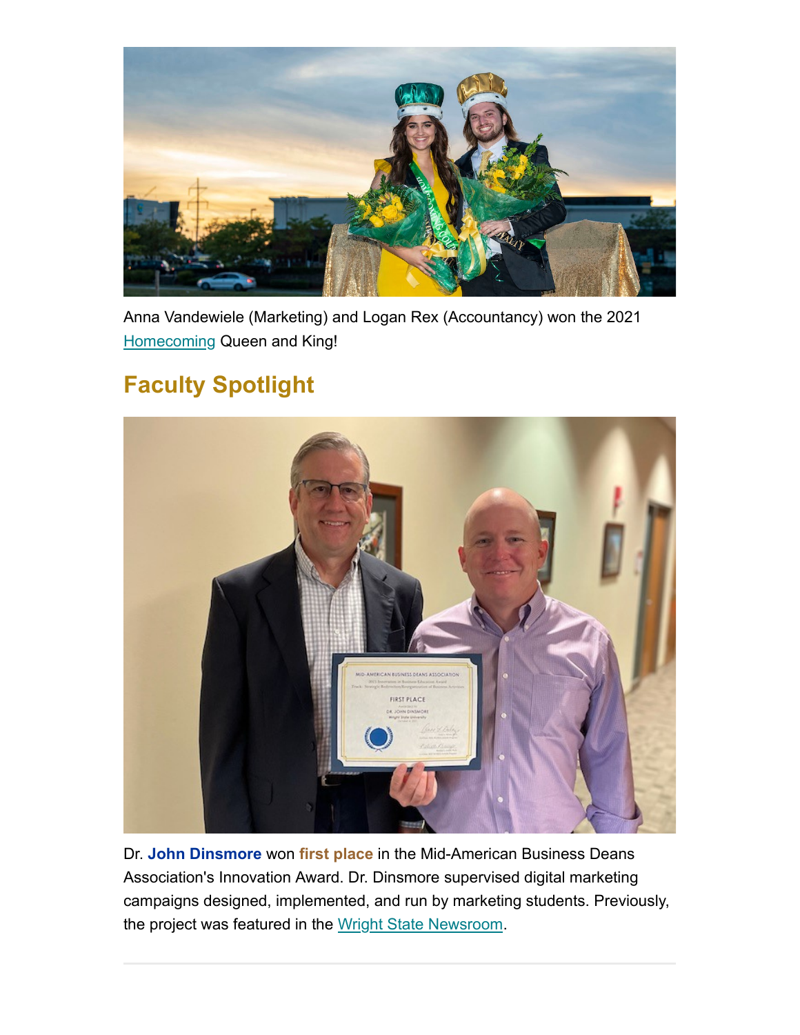Anna Vandewiele (Marketing) and Logan Rex (Accountancy) won the 2021 [Homecoming] Queen and King!

## Faculty Spotlight

Dr. **John Dinsmore** won **first place** in the Mid-American Business Deans Association's Innovation Award. Dr. Dinsmore supervised digital marketing campaigns designed, implemented, and run by marketing students. Previously, the project was featured in the [Wright State Newsroom].

---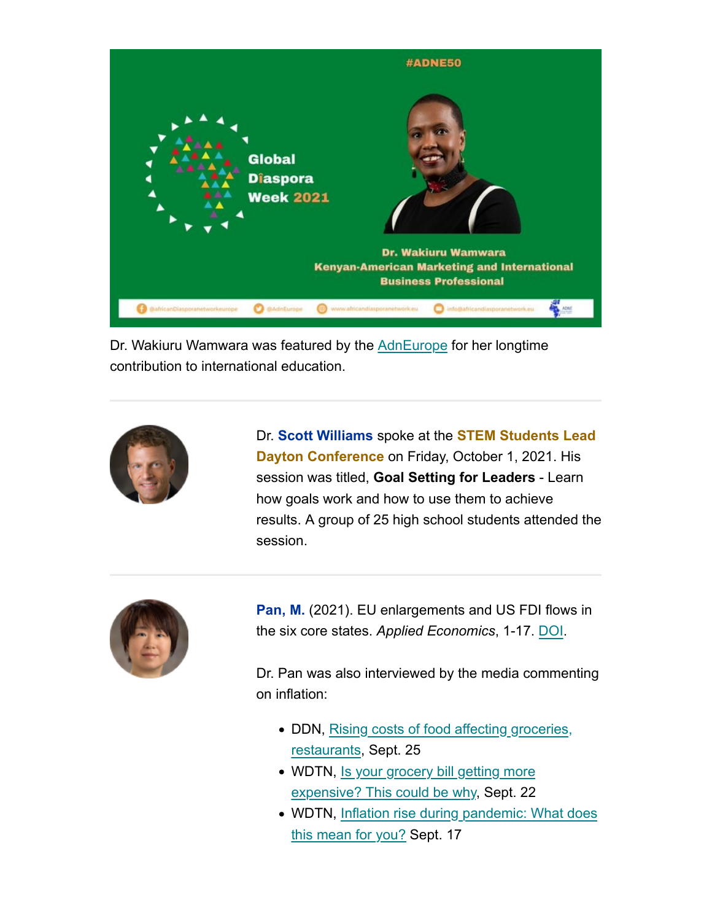Dr. Wakiuru Wamwara was featured by the AdnEurope for her longtime contribution to international education.

---

Dr. **Scott Williams** spoke at the **STEM Students Lead Dayton Conference** on Friday, October 1, 2021. His session was titled, **Goal Setting for Leaders** - Learn how goals work and how to use them to achieve results. A group of 25 high school students attended the session.

---

**Pan, M.** (2021). EU enlargements and US FDI flows in the six core states. *Applied Economics*, 1-17. DOI.

Dr. Pan was also interviewed by the media commenting on inflation:

- DDN, Rising costs of food affecting groceries, restaurants, Sept. 25
- WDTN, Is your grocery bill getting more expensive? This could be why, Sept. 22
- WDTN, Inflation rise during pandemic: What does this mean for you? Sept. 17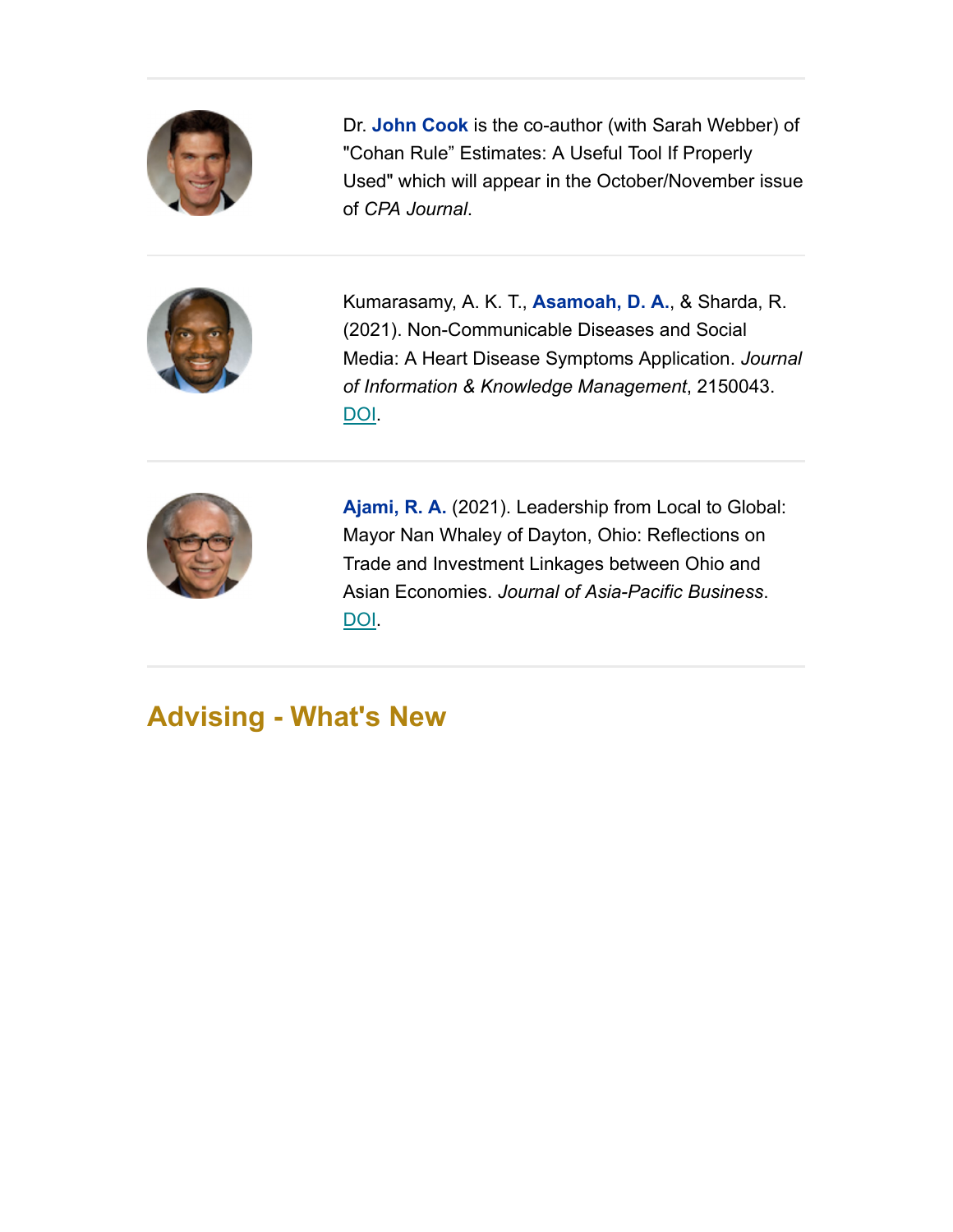---

Dr. **John Cook** is the co-author (with Sarah Webber) of "Cohan Rule” Estimates: A Useful Tool If Properly Used" which will appear in the October/November issue of *CPA Journal*.

---

Kumarasamy, A. K. T., **Asamoah, D. A.**, & Sharda, R. (2021). Non-Communicable Diseases and Social Media: A Heart Disease Symptoms Application. *Journal of Information & Knowledge Management*, 2150043. DOI.

---

**Ajami, R. A.** (2021). Leadership from Local to Global: Mayor Nan Whaley of Dayton, Ohio: Reflections on Trade and Investment Linkages between Ohio and Asian Economies. *Journal of Asia-Pacific Business*. DOI.

---

## Advising - What's New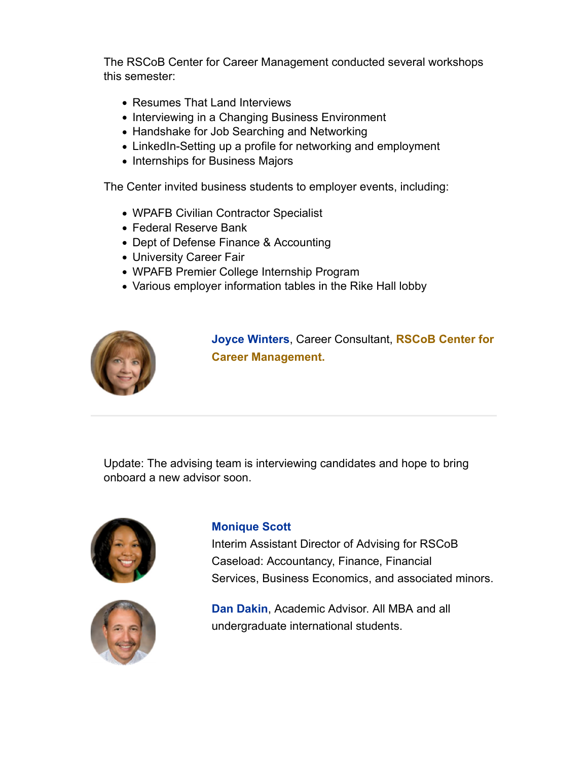The RSCoB Center for Career Management conducted several workshops this semester:

- Resumes That Land Interviews
- Interviewing in a Changing Business Environment
- Handshake for Job Searching and Networking
- LinkedIn-Setting up a profile for networking and employment
- Internships for Business Majors

The Center invited business students to employer events, including:

- WPAFB Civilian Contractor Specialist
- Federal Reserve Bank
- Dept of Defense Finance & Accounting
- University Career Fair
- WPAFB Premier College Internship Program
- Various employer information tables in the Rike Hall lobby

**Joyce Winters**, Career Consultant, **RSCoB Center for Career Management.**

---

Update: The advising team is interviewing candidates and hope to bring onboard a new advisor soon.

**Monique Scott**
Interim Assistant Director of Advising for RSCoB
Caseload: Accountancy, Finance, Financial Services, Business Economics, and associated minors.

**Dan Dakin**, Academic Advisor. All MBA and all undergraduate international students.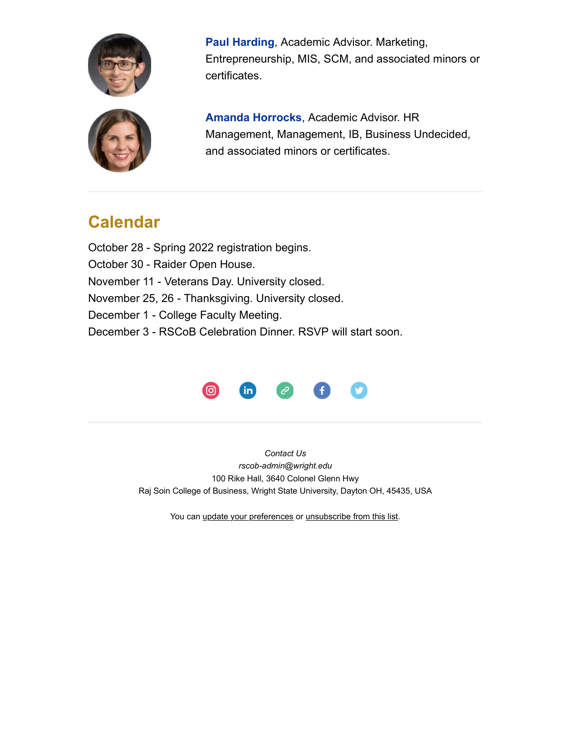**Paul Harding**, Academic Advisor. Marketing, Entrepreneurship, MIS, SCM, and associated minors or certificates.

**Amanda Horrocks**, Academic Advisor. HR Management, Management, IB, Business Undecided, and associated minors or certificates.

---

## Calendar

October 28 - Spring 2022 registration begins.
October 30 - Raider Open House.
November 11 - Veterans Day. University closed.
November 25, 26 - Thanksgiving. University closed.
December 1 - College Faculty Meeting.
December 3 - RSCoB Celebration Dinner. RSVP will start soon.

---

*Contact Us*
*rscob-admin@wright.edu*
100 Rike Hall, 3640 Colonel Glenn Hwy
Raj Soin College of Business, Wright State University, Dayton OH, 45435, USA

You can update your preferences or unsubscribe from this list.